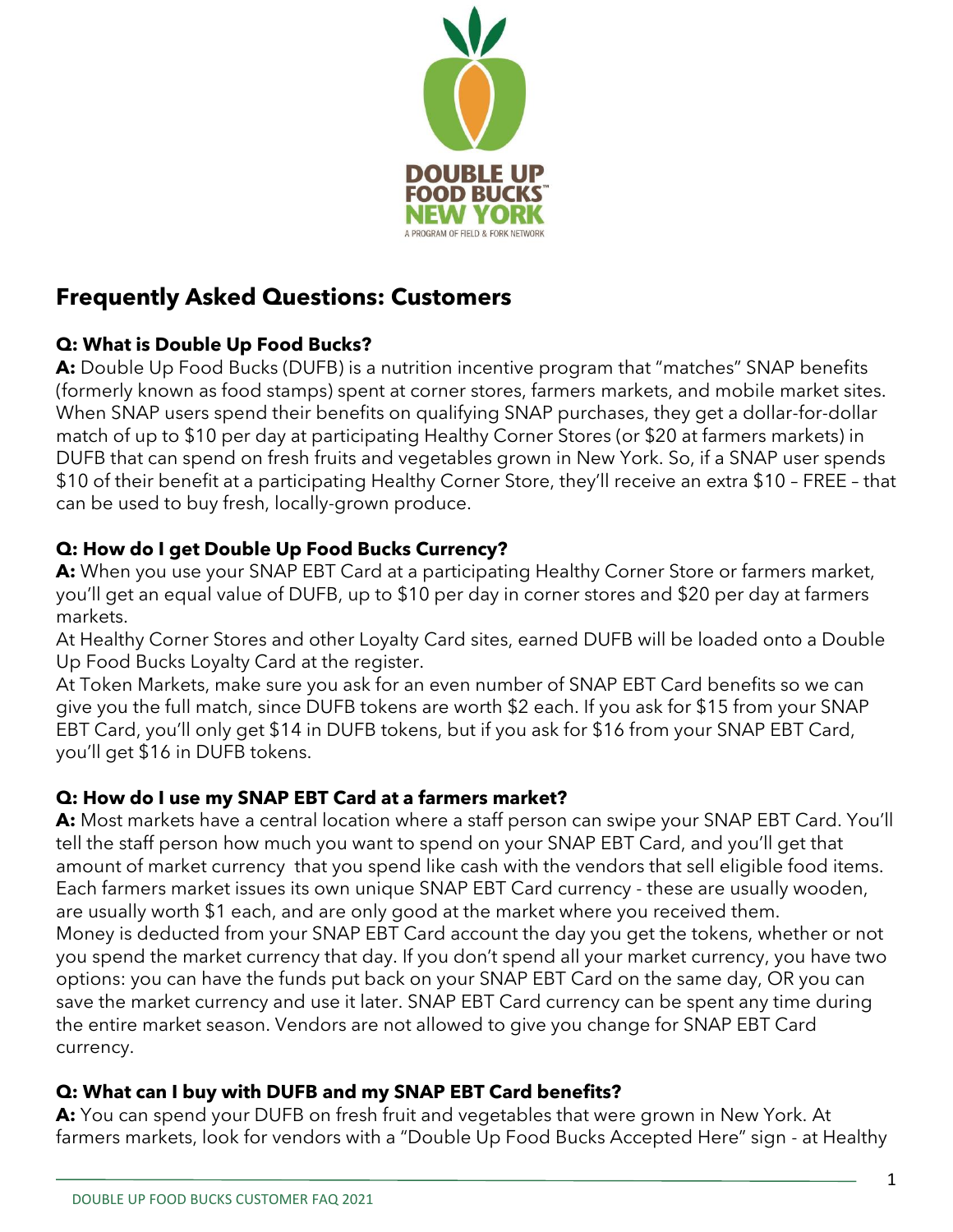# Frequently Asked Questions: Customers

**Q: What is Double Up Food Bucks?**

**A:** Double Up Food Bucks (DUFB) is a nutrition incentive program that "matches" SNAP benefits (formerly known as food stamps) spent at corner stores, farmers markets, and mobile market sites. When SNAP users spend their benefits on qualifying SNAP purchases, they get a dollar-for-dollar match of up to $10 per day at participating Healthy Corner Stores (or $20 at farmers markets) in DUFB that can spend on fresh fruits and vegetables grown in New York. So, if a SNAP user spends $10 of their benefit at a participating Healthy Corner Store, they'll receive an extra $10 – FREE – that can be used to buy fresh, locally-grown produce.

**Q: How do I get Double Up Food Bucks Currency?**

**A:** When you use your SNAP EBT Card at a participating Healthy Corner Store or farmers market, you'll get an equal value of DUFB, up to $10 per day in corner stores and $20 per day at farmers markets.

At Healthy Corner Stores and other Loyalty Card sites, earned DUFB will be loaded onto a Double Up Food Bucks Loyalty Card at the register.

At Token Markets, make sure you ask for an even number of SNAP EBT Card benefits so we can give you the full match, since DUFB tokens are worth $2 each. If you ask for $15 from your SNAP EBT Card, you'll only get $14 in DUFB tokens, but if you ask for $16 from your SNAP EBT Card, you'll get $16 in DUFB tokens.

**Q: How do I use my SNAP EBT Card at a farmers market?**

**A:** Most markets have a central location where a staff person can swipe your SNAP EBT Card. You'll tell the staff person how much you want to spend on your SNAP EBT Card, and you'll get that amount of market currency that you spend like cash with the vendors that sell eligible food items. Each farmers market issues its own unique SNAP EBT Card currency - these are usually wooden, are usually worth $1 each, and are only good at the market where you received them.

Money is deducted from your SNAP EBT Card account the day you get the tokens, whether or not you spend the market currency that day. If you don't spend all your market currency, you have two options: you can have the funds put back on your SNAP EBT Card on the same day, OR you can save the market currency and use it later. SNAP EBT Card currency can be spent any time during the entire market season. Vendors are not allowed to give you change for SNAP EBT Card currency.

**Q: What can I buy with DUFB and my SNAP EBT Card benefits?**

**A:** You can spend your DUFB on fresh fruit and vegetables that were grown in New York. At farmers markets, look for vendors with a "Double Up Food Bucks Accepted Here" sign - at Healthy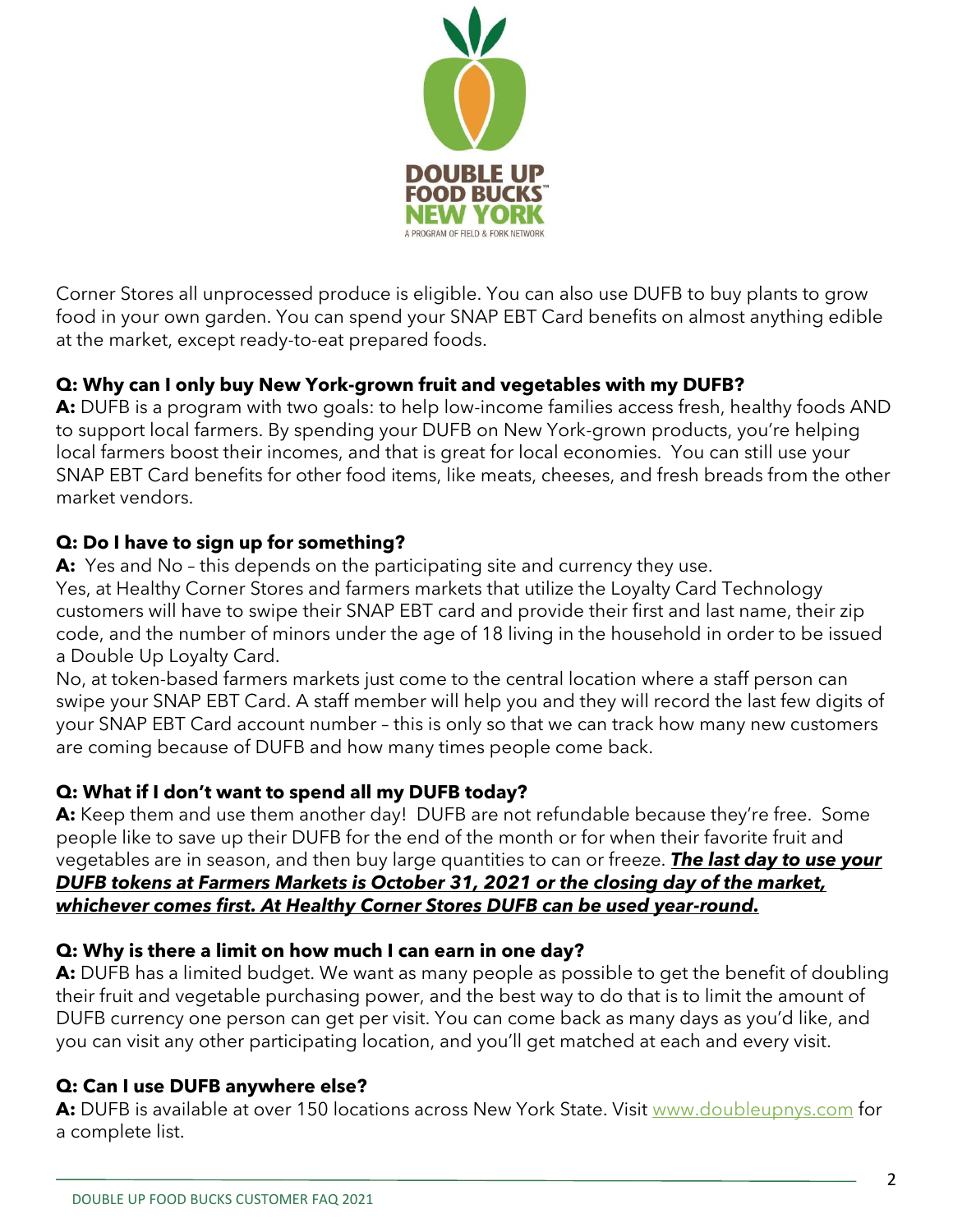Corner Stores all unprocessed produce is eligible. You can also use DUFB to buy plants to grow food in your own garden. You can spend your SNAP EBT Card benefits on almost anything edible at the market, except ready-to-eat prepared foods.

**Q: Why can I only buy New York-grown fruit and vegetables with my DUFB?**
**A:** DUFB is a program with two goals: to help low-income families access fresh, healthy foods AND to support local farmers. By spending your DUFB on New York-grown products, you're helping local farmers boost their incomes, and that is great for local economies. You can still use your SNAP EBT Card benefits for other food items, like meats, cheeses, and fresh breads from the other market vendors.

**Q: Do I have to sign up for something?**
**A:** Yes and No – this depends on the participating site and currency they use.
Yes, at Healthy Corner Stores and farmers markets that utilize the Loyalty Card Technology customers will have to swipe their SNAP EBT card and provide their first and last name, their zip code, and the number of minors under the age of 18 living in the household in order to be issued a Double Up Loyalty Card.
No, at token-based farmers markets just come to the central location where a staff person can swipe your SNAP EBT Card. A staff member will help you and they will record the last few digits of your SNAP EBT Card account number – this is only so that we can track how many new customers are coming because of DUFB and how many times people come back.

**Q: What if I don't want to spend all my DUFB today?**
**A:** Keep them and use them another day! DUFB are not refundable because they're free. Some people like to save up their DUFB for the end of the month or for when their favorite fruit and vegetables are in season, and then buy large quantities to can or freeze. ***The last day to use your DUFB tokens at Farmers Markets is October 31, 2021 or the closing day of the market, whichever comes first. At Healthy Corner Stores DUFB can be used year-round.***

**Q: Why is there a limit on how much I can earn in one day?**
**A:** DUFB has a limited budget. We want as many people as possible to get the benefit of doubling their fruit and vegetable purchasing power, and the best way to do that is to limit the amount of DUFB currency one person can get per visit. You can come back as many days as you'd like, and you can visit any other participating location, and you'll get matched at each and every visit.

**Q: Can I use DUFB anywhere else?**
**A:** DUFB is available at over 150 locations across New York State. Visit [www.doubleupnys.com](http://www.doubleupnys.com) for a complete list.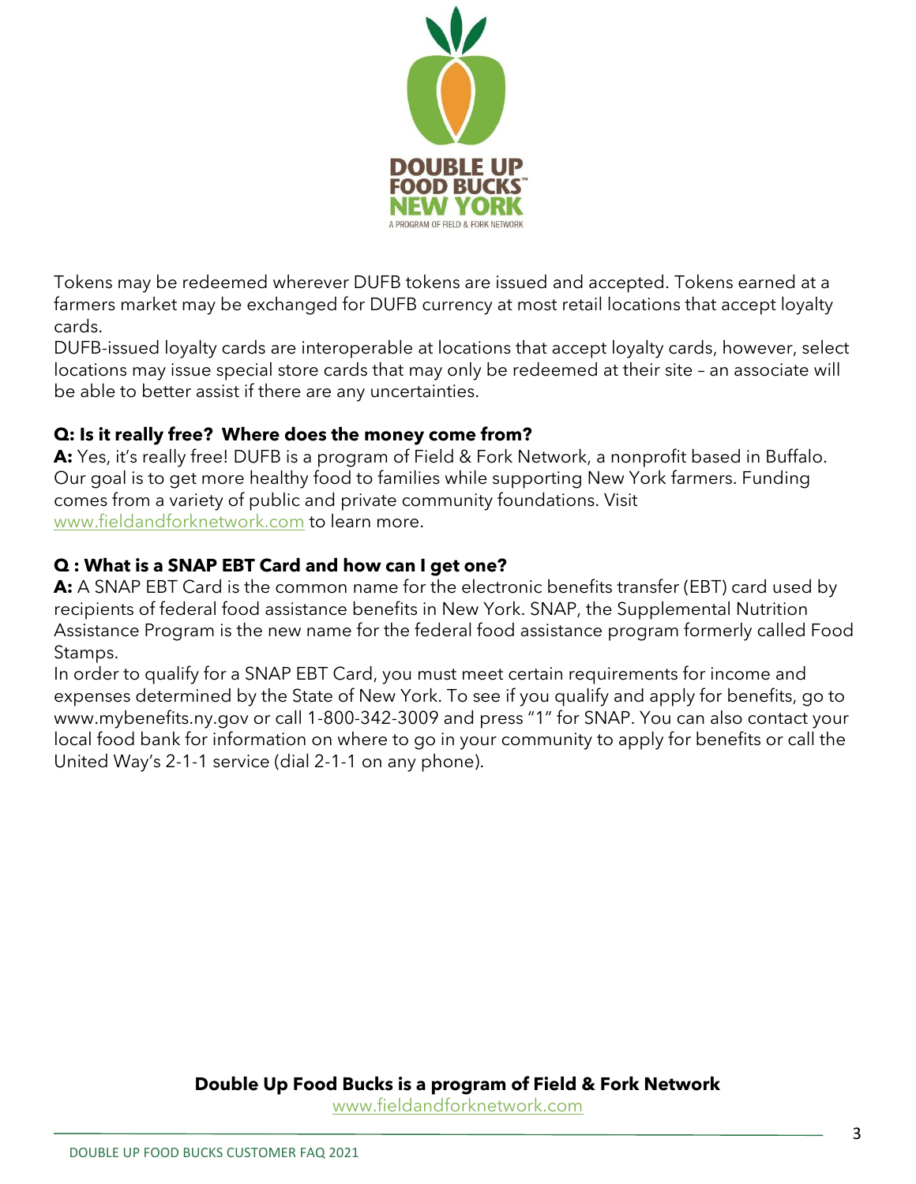Tokens may be redeemed wherever DUFB tokens are issued and accepted. Tokens earned at a farmers market may be exchanged for DUFB currency at most retail locations that accept loyalty cards.

DUFB-issued loyalty cards are interoperable at locations that accept loyalty cards, however, select locations may issue special store cards that may only be redeemed at their site – an associate will be able to better assist if there are any uncertainties.

**Q: Is it really free? Where does the money come from?**

**A:** Yes, it's really free! DUFB is a program of Field & Fork Network, a nonprofit based in Buffalo. Our goal is to get more healthy food to families while supporting New York farmers. Funding comes from a variety of public and private community foundations. Visit www.fieldandforknetwork.com to learn more.

**Q : What is a SNAP EBT Card and how can I get one?**

**A:** A SNAP EBT Card is the common name for the electronic benefits transfer (EBT) card used by recipients of federal food assistance benefits in New York. SNAP, the Supplemental Nutrition Assistance Program is the new name for the federal food assistance program formerly called Food Stamps.

In order to qualify for a SNAP EBT Card, you must meet certain requirements for income and expenses determined by the State of New York. To see if you qualify and apply for benefits, go to www.mybenefits.ny.gov or call 1-800-342-3009 and press "1" for SNAP. You can also contact your local food bank for information on where to go in your community to apply for benefits or call the United Way's 2-1-1 service (dial 2-1-1 on any phone).

**Double Up Food Bucks is a program of Field & Fork Network**

www.fieldandforknetwork.com